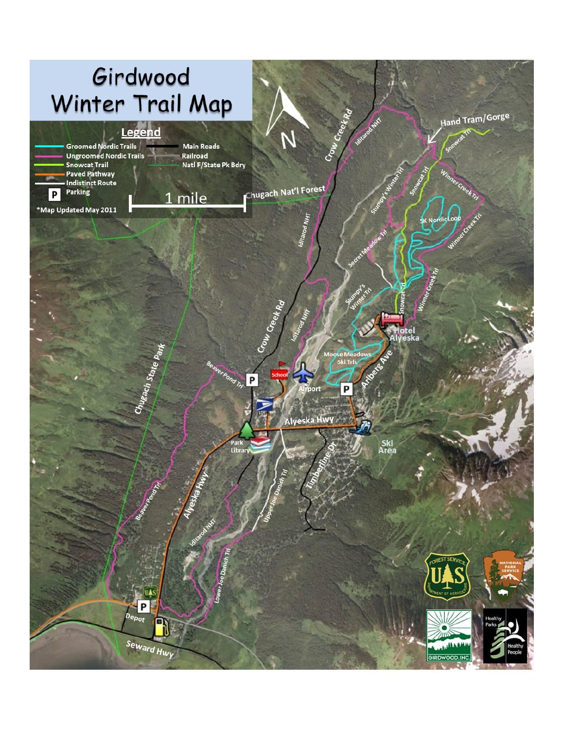# Girdwood Winter Trail Map

## Legend

- Groomed Nordic Trails
- Ungroomed Nordic Trails
- Snowcat Trail
- Paved Pathway
- Indistinct Route
- Parking
- Main Roads
- Railroad
- Natl F/State Pk Bdry

1 mile

*Map Updated May 2011

N

Crow Creek Rd
Iditarod NHT
Hand Tram/Gorge
Snowcat Trl
Chugach Nat'l Forest
Stumpy's Winter Trl
Snowcat Trl
Winner Creek Trl
5K Nordic Loop
Winner Creek Trl
Iditarod NHT
Secret Meadow Trl
Stumpy's Winter Trl
Snowcat Trl
Winner Creek Trl
Crow Creek Rd
Iditarod NHT
Hotel Alyeska
Moose Meadows Ski Trls
Beaver Pond Trl
School
Airport
Arlberg Ave
Chugach State Park
USPS
Alyeska Hwy
Park
Library
Ski Area
Timberline Dr
Upper Joe Danich Trl
Alyeska Hwy
Beaver Pond Trl
Iditarod NHT
Lower Joe Danich Trl
Depot
Seward Hwy
Girdwood, Inc.
Healthy Parks Healthy People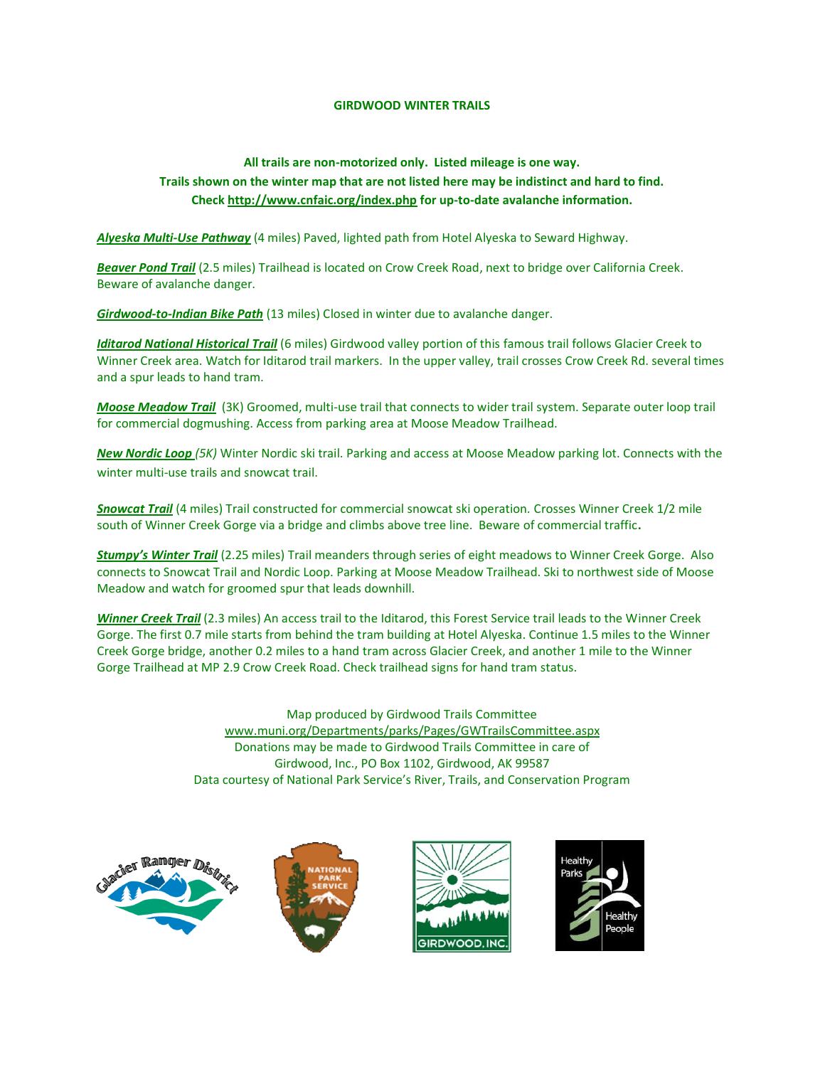# GIRDWOOD WINTER TRAILS

**All trails are non-motorized only. Listed mileage is one way.**
**Trails shown on the winter map that are not listed here may be indistinct and hard to find.**
**Check http://www.cnfaic.org/index.php for up-to-date avalanche information.**

***Alyeska Multi-Use Pathway*** (4 miles) Paved, lighted path from Hotel Alyeska to Seward Highway.

***Beaver Pond Trail*** (2.5 miles) Trailhead is located on Crow Creek Road, next to bridge over California Creek. Beware of avalanche danger.

***Girdwood-to-Indian Bike Path*** (13 miles) Closed in winter due to avalanche danger.

***Iditarod National Historical Trail*** (6 miles) Girdwood valley portion of this famous trail follows Glacier Creek to Winner Creek area. Watch for Iditarod trail markers. In the upper valley, trail crosses Crow Creek Rd. several times and a spur leads to hand tram.

***Moose Meadow Trail*** (3K) Groomed, multi-use trail that connects to wider trail system. Separate outer loop trail for commercial dogmushing. Access from parking area at Moose Meadow Trailhead.

***New Nordic Loop*** *(5K)* Winter Nordic ski trail. Parking and access at Moose Meadow parking lot. Connects with the winter multi-use trails and snowcat trail.

***Snowcat Trail*** (4 miles) Trail constructed for commercial snowcat ski operation. Crosses Winner Creek 1/2 mile south of Winner Creek Gorge via a bridge and climbs above tree line. Beware of commercial traffic**.**

***Stumpy's Winter Trail*** (2.25 miles) Trail meanders through series of eight meadows to Winner Creek Gorge. Also connects to Snowcat Trail and Nordic Loop. Parking at Moose Meadow Trailhead. Ski to northwest side of Moose Meadow and watch for groomed spur that leads downhill.

***Winner Creek Trail*** (2.3 miles) An access trail to the Iditarod, this Forest Service trail leads to the Winner Creek Gorge. The first 0.7 mile starts from behind the tram building at Hotel Alyeska. Continue 1.5 miles to the Winner Creek Gorge bridge, another 0.2 miles to a hand tram across Glacier Creek, and another 1 mile to the Winner Gorge Trailhead at MP 2.9 Crow Creek Road. Check trailhead signs for hand tram status.

Map produced by Girdwood Trails Committee
www.muni.org/Departments/parks/Pages/GWTrailsCommittee.aspx
Donations may be made to Girdwood Trails Committee in care of
Girdwood, Inc., PO Box 1102, Girdwood, AK 99587
Data courtesy of National Park Service's River, Trails, and Conservation Program